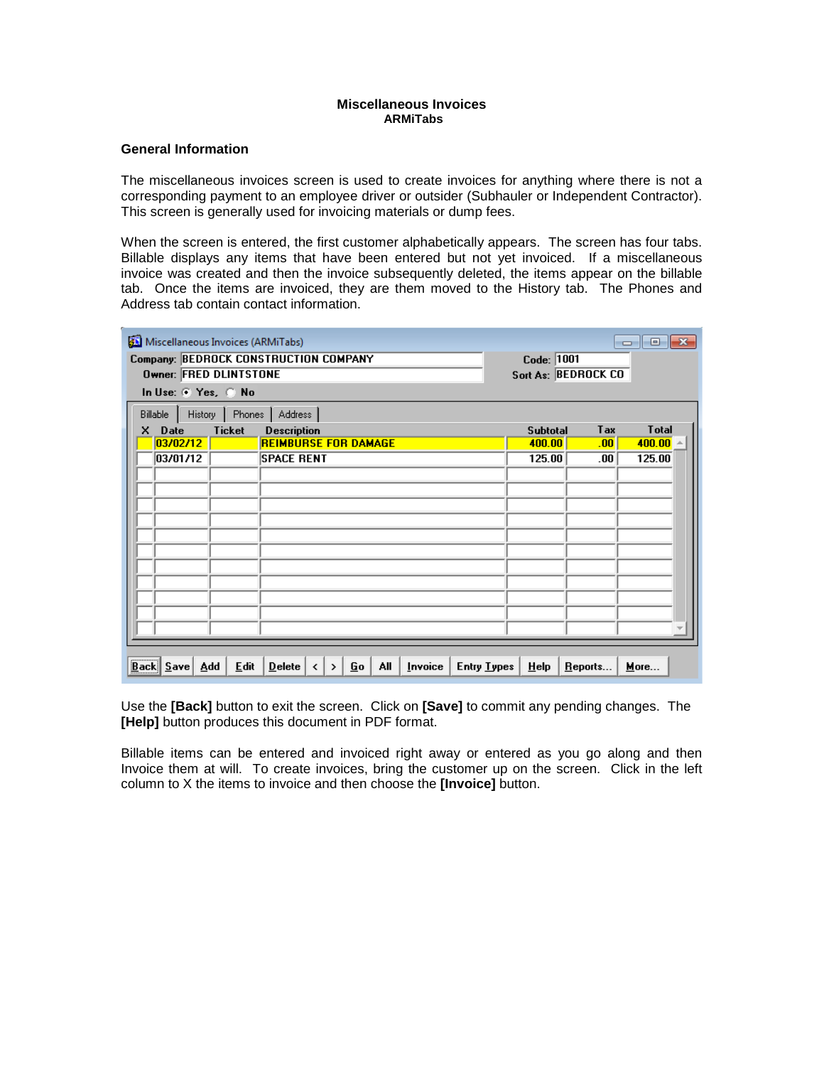**Miscellaneous Invoices**
**ARMiTabs**

**General Information**

The miscellaneous invoices screen is used to create invoices for anything where there is not a corresponding payment to an employee driver or outsider (Subhauler or Independent Contractor). This screen is generally used for invoicing materials or dump fees.

When the screen is entered, the first customer alphabetically appears. The screen has four tabs. Billable displays any items that have been entered but not yet invoiced. If a miscellaneous invoice was created and then the invoice subsequently deleted, the items appear on the billable tab. Once the items are invoiced, they are them moved to the History tab. The Phones and Address tab contain contact information.

Use the **[Back]** button to exit the screen. Click on **[Save]** to commit any pending changes. The **[Help]** button produces this document in PDF format.

Billable items can be entered and invoiced right away or entered as you go along and then Invoice them at will. To create invoices, bring the customer up on the screen. Click in the left column to X the items to invoice and then choose the **[Invoice]** button.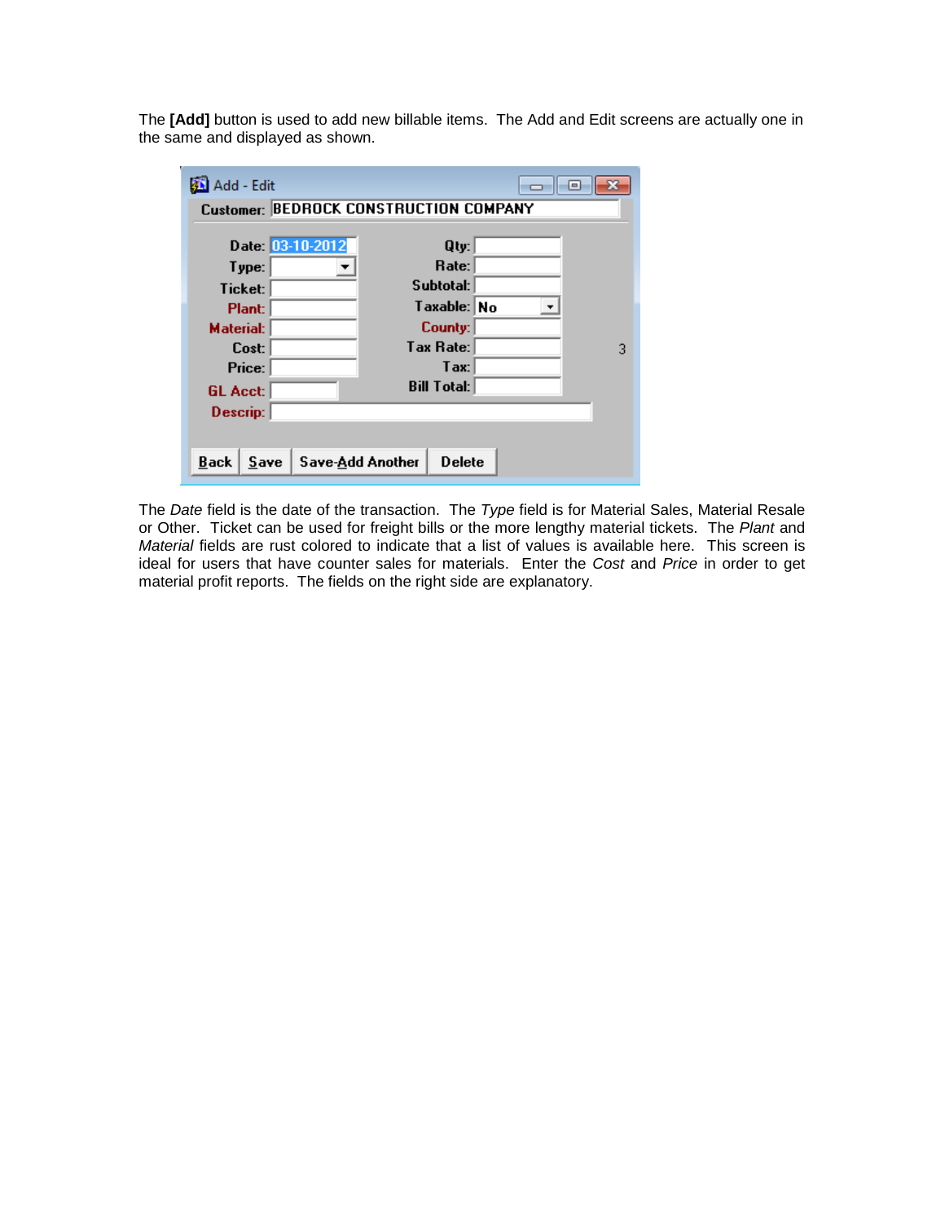The **[Add]** button is used to add new billable items. The Add and Edit screens are actually one in the same and displayed as shown.

The *Date* field is the date of the transaction. The *Type* field is for Material Sales, Material Resale or Other. Ticket can be used for freight bills or the more lengthy material tickets. The *Plant* and *Material* fields are rust colored to indicate that a list of values is available here. This screen is ideal for users that have counter sales for materials. Enter the *Cost* and *Price* in order to get material profit reports. The fields on the right side are explanatory.